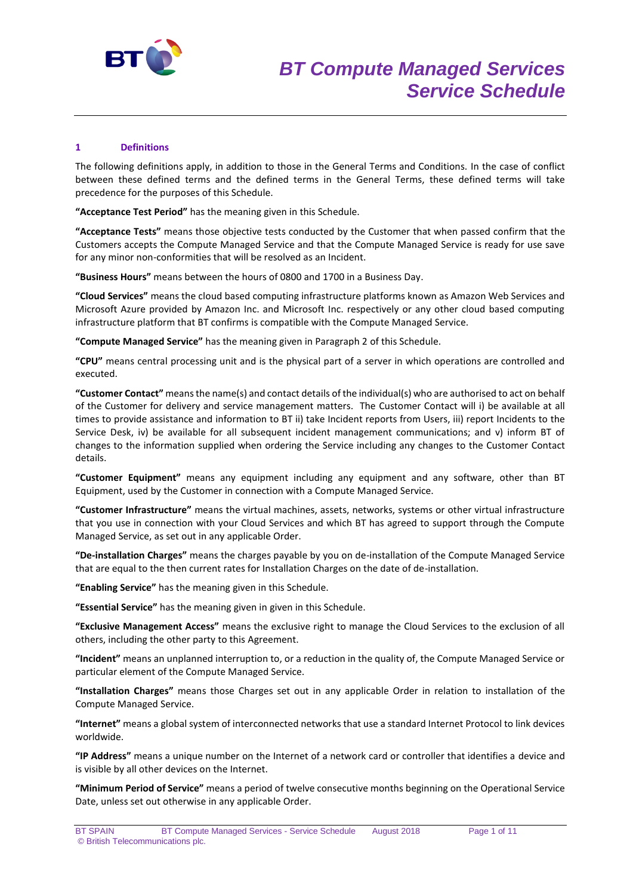# BT Compute Managed Services Service Schedule

## 1 Definitions

The following definitions apply, in addition to those in the General Terms and Conditions. In the case of conflict between these defined terms and the defined terms in the General Terms, these defined terms will take precedence for the purposes of this Schedule.

**"Acceptance Test Period"** has the meaning given in this Schedule.

**"Acceptance Tests"** means those objective tests conducted by the Customer that when passed confirm that the Customers accepts the Compute Managed Service and that the Compute Managed Service is ready for use save for any minor non-conformities that will be resolved as an Incident.

**"Business Hours"** means between the hours of 0800 and 1700 in a Business Day.

**"Cloud Services"** means the cloud based computing infrastructure platforms known as Amazon Web Services and Microsoft Azure provided by Amazon Inc. and Microsoft Inc. respectively or any other cloud based computing infrastructure platform that BT confirms is compatible with the Compute Managed Service.

**"Compute Managed Service"** has the meaning given in Paragraph 2 of this Schedule.

**"CPU"** means central processing unit and is the physical part of a server in which operations are controlled and executed.

**"Customer Contact"** means the name(s) and contact details of the individual(s) who are authorised to act on behalf of the Customer for delivery and service management matters. The Customer Contact will i) be available at all times to provide assistance and information to BT ii) take Incident reports from Users, iii) report Incidents to the Service Desk, iv) be available for all subsequent incident management communications; and v) inform BT of changes to the information supplied when ordering the Service including any changes to the Customer Contact details.

**"Customer Equipment"** means any equipment including any equipment and any software, other than BT Equipment, used by the Customer in connection with a Compute Managed Service.

**"Customer Infrastructure"** means the virtual machines, assets, networks, systems or other virtual infrastructure that you use in connection with your Cloud Services and which BT has agreed to support through the Compute Managed Service, as set out in any applicable Order.

**"De-installation Charges"** means the charges payable by you on de-installation of the Compute Managed Service that are equal to the then current rates for Installation Charges on the date of de-installation.

**"Enabling Service"** has the meaning given in this Schedule.

**"Essential Service"** has the meaning given in given in this Schedule.

**"Exclusive Management Access"** means the exclusive right to manage the Cloud Services to the exclusion of all others, including the other party to this Agreement.

**"Incident"** means an unplanned interruption to, or a reduction in the quality of, the Compute Managed Service or particular element of the Compute Managed Service.

**"Installation Charges"** means those Charges set out in any applicable Order in relation to installation of the Compute Managed Service.

**"Internet"** means a global system of interconnected networks that use a standard Internet Protocol to link devices worldwide.

**"IP Address"** means a unique number on the Internet of a network card or controller that identifies a device and is visible by all other devices on the Internet.

**"Minimum Period of Service"** means a period of twelve consecutive months beginning on the Operational Service Date, unless set out otherwise in any applicable Order.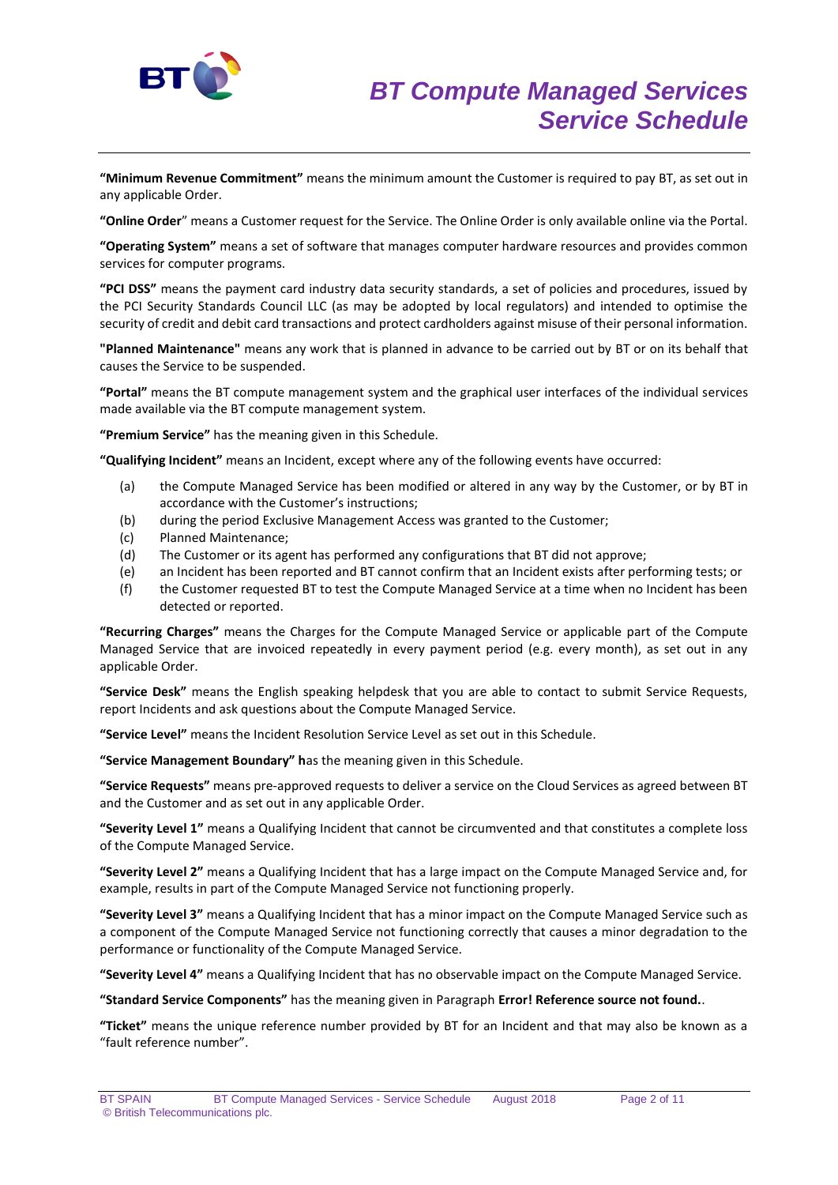**"Minimum Revenue Commitment"** means the minimum amount the Customer is required to pay BT, as set out in any applicable Order.

**"Online Order**" means a Customer request for the Service. The Online Order is only available online via the Portal.

**"Operating System"** means a set of software that manages computer hardware resources and provides common services for computer programs.

**"PCI DSS"** means the payment card industry data security standards, a set of policies and procedures, issued by the PCI Security Standards Council LLC (as may be adopted by local regulators) and intended to optimise the security of credit and debit card transactions and protect cardholders against misuse of their personal information.

**"Planned Maintenance"** means any work that is planned in advance to be carried out by BT or on its behalf that causes the Service to be suspended.

**"Portal"** means the BT compute management system and the graphical user interfaces of the individual services made available via the BT compute management system.

**"Premium Service"** has the meaning given in this Schedule.

**"Qualifying Incident"** means an Incident, except where any of the following events have occurred:

(a) the Compute Managed Service has been modified or altered in any way by the Customer, or by BT in accordance with the Customer's instructions;

(b) during the period Exclusive Management Access was granted to the Customer;

(c) Planned Maintenance;

(d) The Customer or its agent has performed any configurations that BT did not approve;

(e) an Incident has been reported and BT cannot confirm that an Incident exists after performing tests; or

(f) the Customer requested BT to test the Compute Managed Service at a time when no Incident has been detected or reported.

**"Recurring Charges"** means the Charges for the Compute Managed Service or applicable part of the Compute Managed Service that are invoiced repeatedly in every payment period (e.g. every month), as set out in any applicable Order.

**"Service Desk"** means the English speaking helpdesk that you are able to contact to submit Service Requests, report Incidents and ask questions about the Compute Managed Service.

**"Service Level"** means the Incident Resolution Service Level as set out in this Schedule.

**"Service Management Boundary" h**as the meaning given in this Schedule.

**"Service Requests"** means pre-approved requests to deliver a service on the Cloud Services as agreed between BT and the Customer and as set out in any applicable Order.

**"Severity Level 1"** means a Qualifying Incident that cannot be circumvented and that constitutes a complete loss of the Compute Managed Service.

**"Severity Level 2"** means a Qualifying Incident that has a large impact on the Compute Managed Service and, for example, results in part of the Compute Managed Service not functioning properly.

**"Severity Level 3"** means a Qualifying Incident that has a minor impact on the Compute Managed Service such as a component of the Compute Managed Service not functioning correctly that causes a minor degradation to the performance or functionality of the Compute Managed Service.

**"Severity Level 4"** means a Qualifying Incident that has no observable impact on the Compute Managed Service.

**"Standard Service Components"** has the meaning given in Paragraph **Error! Reference source not found.**.

**"Ticket"** means the unique reference number provided by BT for an Incident and that may also be known as a "fault reference number".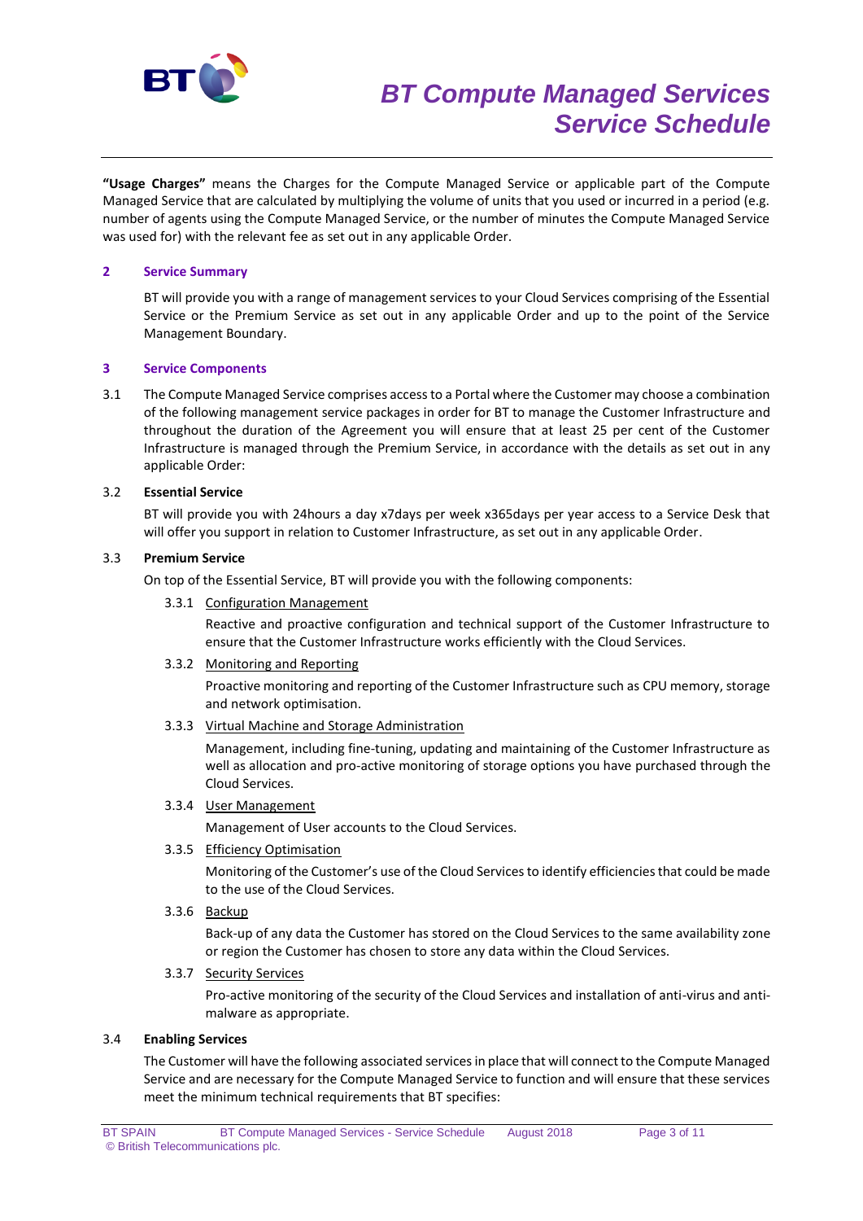**"Usage Charges"** means the Charges for the Compute Managed Service or applicable part of the Compute Managed Service that are calculated by multiplying the volume of units that you used or incurred in a period (e.g. number of agents using the Compute Managed Service, or the number of minutes the Compute Managed Service was used for) with the relevant fee as set out in any applicable Order.

## 2 Service Summary

BT will provide you with a range of management services to your Cloud Services comprising of the Essential Service or the Premium Service as set out in any applicable Order and up to the point of the Service Management Boundary.

## 3 Service Components

3.1 The Compute Managed Service comprises access to a Portal where the Customer may choose a combination of the following management service packages in order for BT to manage the Customer Infrastructure and throughout the duration of the Agreement you will ensure that at least 25 per cent of the Customer Infrastructure is managed through the Premium Service, in accordance with the details as set out in any applicable Order:

3.2 **Essential Service**

BT will provide you with 24hours a day x7days per week x365days per year access to a Service Desk that will offer you support in relation to Customer Infrastructure, as set out in any applicable Order.

3.3 **Premium Service**

On top of the Essential Service, BT will provide you with the following components:

3.3.1 Configuration Management

Reactive and proactive configuration and technical support of the Customer Infrastructure to ensure that the Customer Infrastructure works efficiently with the Cloud Services.

3.3.2 Monitoring and Reporting

Proactive monitoring and reporting of the Customer Infrastructure such as CPU memory, storage and network optimisation.

3.3.3 Virtual Machine and Storage Administration

Management, including fine-tuning, updating and maintaining of the Customer Infrastructure as well as allocation and pro-active monitoring of storage options you have purchased through the Cloud Services.

3.3.4 User Management

Management of User accounts to the Cloud Services.

3.3.5 Efficiency Optimisation

Monitoring of the Customer's use of the Cloud Services to identify efficiencies that could be made to the use of the Cloud Services.

3.3.6 Backup

Back-up of any data the Customer has stored on the Cloud Services to the same availability zone or region the Customer has chosen to store any data within the Cloud Services.

3.3.7 Security Services

Pro-active monitoring of the security of the Cloud Services and installation of anti-virus and anti-malware as appropriate.

3.4 **Enabling Services**

The Customer will have the following associated services in place that will connect to the Compute Managed Service and are necessary for the Compute Managed Service to function and will ensure that these services meet the minimum technical requirements that BT specifies: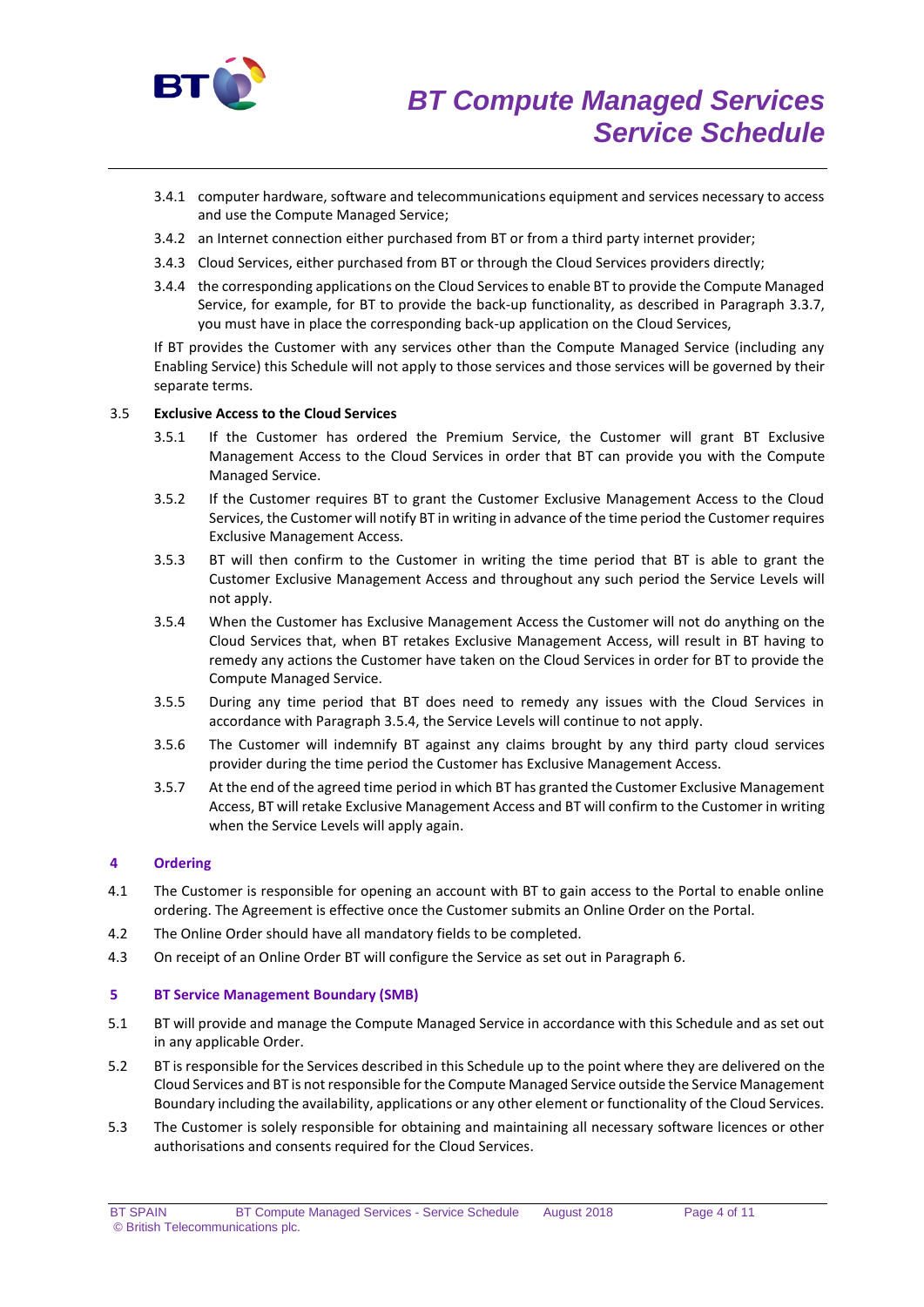3.4.1 computer hardware, software and telecommunications equipment and services necessary to access and use the Compute Managed Service;

3.4.2 an Internet connection either purchased from BT or from a third party internet provider;

3.4.3 Cloud Services, either purchased from BT or through the Cloud Services providers directly;

3.4.4 the corresponding applications on the Cloud Services to enable BT to provide the Compute Managed Service, for example, for BT to provide the back-up functionality, as described in Paragraph 3.3.7, you must have in place the corresponding back-up application on the Cloud Services,

If BT provides the Customer with any services other than the Compute Managed Service (including any Enabling Service) this Schedule will not apply to those services and those services will be governed by their separate terms.

3.5 **Exclusive Access to the Cloud Services**

3.5.1 If the Customer has ordered the Premium Service, the Customer will grant BT Exclusive Management Access to the Cloud Services in order that BT can provide you with the Compute Managed Service.

3.5.2 If the Customer requires BT to grant the Customer Exclusive Management Access to the Cloud Services, the Customer will notify BT in writing in advance of the time period the Customer requires Exclusive Management Access.

3.5.3 BT will then confirm to the Customer in writing the time period that BT is able to grant the Customer Exclusive Management Access and throughout any such period the Service Levels will not apply.

3.5.4 When the Customer has Exclusive Management Access the Customer will not do anything on the Cloud Services that, when BT retakes Exclusive Management Access, will result in BT having to remedy any actions the Customer have taken on the Cloud Services in order for BT to provide the Compute Managed Service.

3.5.5 During any time period that BT does need to remedy any issues with the Cloud Services in accordance with Paragraph 3.5.4, the Service Levels will continue to not apply.

3.5.6 The Customer will indemnify BT against any claims brought by any third party cloud services provider during the time period the Customer has Exclusive Management Access.

3.5.7 At the end of the agreed time period in which BT has granted the Customer Exclusive Management Access, BT will retake Exclusive Management Access and BT will confirm to the Customer in writing when the Service Levels will apply again.

## 4 Ordering

4.1 The Customer is responsible for opening an account with BT to gain access to the Portal to enable online ordering. The Agreement is effective once the Customer submits an Online Order on the Portal.

4.2 The Online Order should have all mandatory fields to be completed.

4.3 On receipt of an Online Order BT will configure the Service as set out in Paragraph 6.

## 5 BT Service Management Boundary (SMB)

5.1 BT will provide and manage the Compute Managed Service in accordance with this Schedule and as set out in any applicable Order.

5.2 BT is responsible for the Services described in this Schedule up to the point where they are delivered on the Cloud Services and BT is not responsible for the Compute Managed Service outside the Service Management Boundary including the availability, applications or any other element or functionality of the Cloud Services.

5.3 The Customer is solely responsible for obtaining and maintaining all necessary software licences or other authorisations and consents required for the Cloud Services.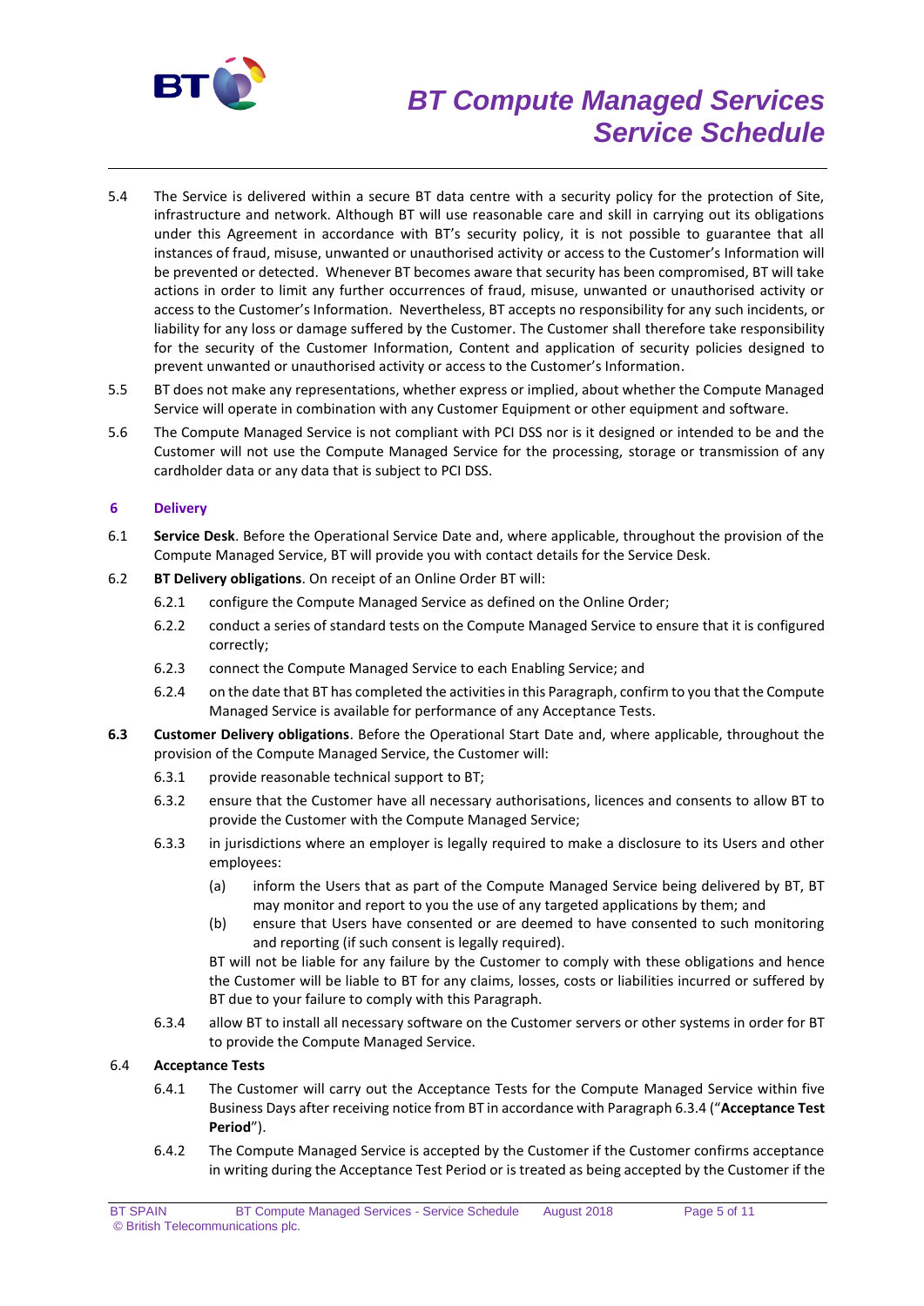5.4 The Service is delivered within a secure BT data centre with a security policy for the protection of Site, infrastructure and network. Although BT will use reasonable care and skill in carrying out its obligations under this Agreement in accordance with BT's security policy, it is not possible to guarantee that all instances of fraud, misuse, unwanted or unauthorised activity or access to the Customer's Information will be prevented or detected. Whenever BT becomes aware that security has been compromised, BT will take actions in order to limit any further occurrences of fraud, misuse, unwanted or unauthorised activity or access to the Customer's Information. Nevertheless, BT accepts no responsibility for any such incidents, or liability for any loss or damage suffered by the Customer. The Customer shall therefore take responsibility for the security of the Customer Information, Content and application of security policies designed to prevent unwanted or unauthorised activity or access to the Customer's Information.

5.5 BT does not make any representations, whether express or implied, about whether the Compute Managed Service will operate in combination with any Customer Equipment or other equipment and software.

5.6 The Compute Managed Service is not compliant with PCI DSS nor is it designed or intended to be and the Customer will not use the Compute Managed Service for the processing, storage or transmission of any cardholder data or any data that is subject to PCI DSS.

## 6 Delivery

6.1 **Service Desk**. Before the Operational Service Date and, where applicable, throughout the provision of the Compute Managed Service, BT will provide you with contact details for the Service Desk.

6.2 **BT Delivery obligations**. On receipt of an Online Order BT will:

6.2.1 configure the Compute Managed Service as defined on the Online Order;

6.2.2 conduct a series of standard tests on the Compute Managed Service to ensure that it is configured correctly;

6.2.3 connect the Compute Managed Service to each Enabling Service; and

6.2.4 on the date that BT has completed the activities in this Paragraph, confirm to you that the Compute Managed Service is available for performance of any Acceptance Tests.

**6.3** **Customer Delivery obligations**. Before the Operational Start Date and, where applicable, throughout the provision of the Compute Managed Service, the Customer will:

6.3.1 provide reasonable technical support to BT;

6.3.2 ensure that the Customer have all necessary authorisations, licences and consents to allow BT to provide the Customer with the Compute Managed Service;

6.3.3 in jurisdictions where an employer is legally required to make a disclosure to its Users and other employees:

(a) inform the Users that as part of the Compute Managed Service being delivered by BT, BT may monitor and report to you the use of any targeted applications by them; and

(b) ensure that Users have consented or are deemed to have consented to such monitoring and reporting (if such consent is legally required).

BT will not be liable for any failure by the Customer to comply with these obligations and hence the Customer will be liable to BT for any claims, losses, costs or liabilities incurred or suffered by BT due to your failure to comply with this Paragraph.

6.3.4 allow BT to install all necessary software on the Customer servers or other systems in order for BT to provide the Compute Managed Service.

6.4 **Acceptance Tests**

6.4.1 The Customer will carry out the Acceptance Tests for the Compute Managed Service within five Business Days after receiving notice from BT in accordance with Paragraph 6.3.4 ("**Acceptance Test Period**").

6.4.2 The Compute Managed Service is accepted by the Customer if the Customer confirms acceptance in writing during the Acceptance Test Period or is treated as being accepted by the Customer if the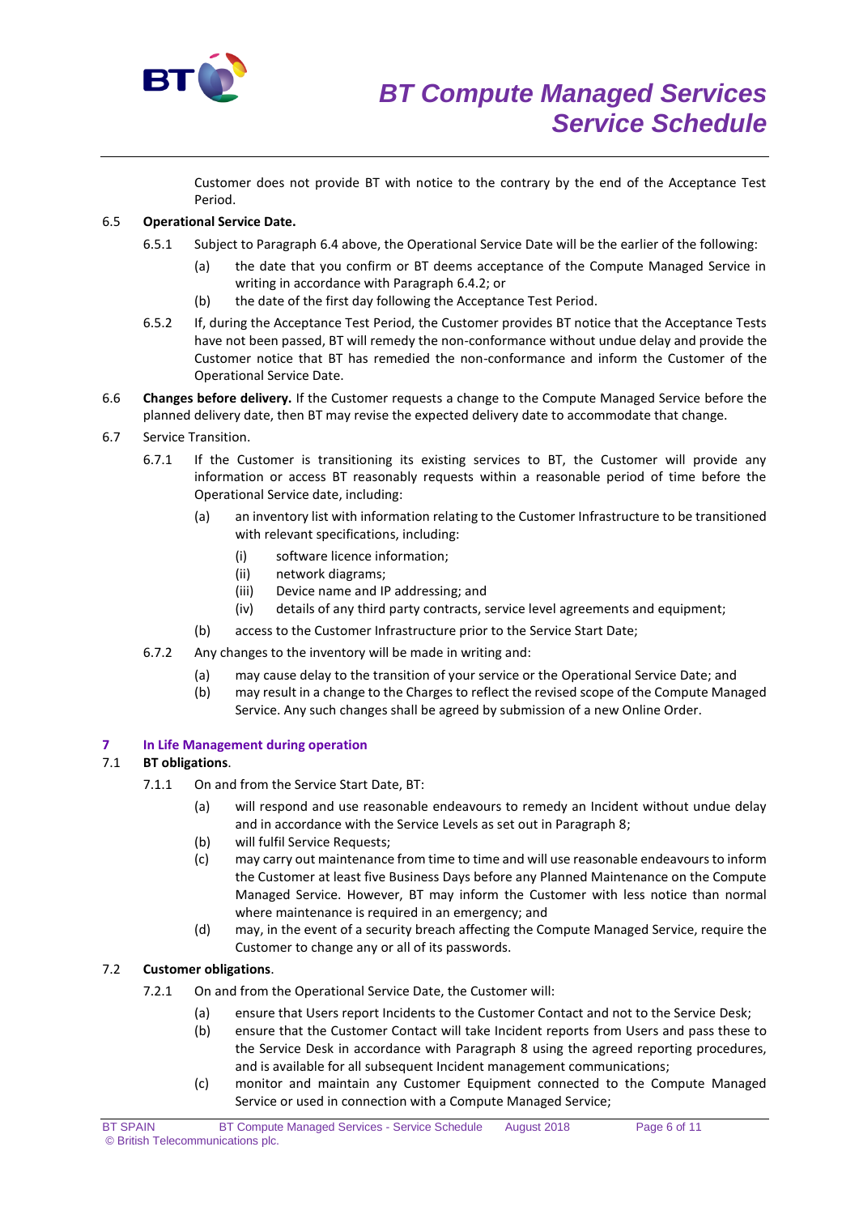Customer does not provide BT with notice to the contrary by the end of the Acceptance Test Period.

6.5 **Operational Service Date.**

6.5.1 Subject to Paragraph 6.4 above, the Operational Service Date will be the earlier of the following:

(a) the date that you confirm or BT deems acceptance of the Compute Managed Service in writing in accordance with Paragraph 6.4.2; or

(b) the date of the first day following the Acceptance Test Period.

6.5.2 If, during the Acceptance Test Period, the Customer provides BT notice that the Acceptance Tests have not been passed, BT will remedy the non-conformance without undue delay and provide the Customer notice that BT has remedied the non-conformance and inform the Customer of the Operational Service Date.

6.6 **Changes before delivery.** If the Customer requests a change to the Compute Managed Service before the planned delivery date, then BT may revise the expected delivery date to accommodate that change.

6.7 Service Transition.

6.7.1 If the Customer is transitioning its existing services to BT, the Customer will provide any information or access BT reasonably requests within a reasonable period of time before the Operational Service date, including:

(a) an inventory list with information relating to the Customer Infrastructure to be transitioned with relevant specifications, including:

(i) software licence information;

(ii) network diagrams;

(iii) Device name and IP addressing; and

(iv) details of any third party contracts, service level agreements and equipment;

(b) access to the Customer Infrastructure prior to the Service Start Date;

6.7.2 Any changes to the inventory will be made in writing and:

(a) may cause delay to the transition of your service or the Operational Service Date; and

(b) may result in a change to the Charges to reflect the revised scope of the Compute Managed Service. Any such changes shall be agreed by submission of a new Online Order.

## 7 In Life Management during operation

7.1 **BT obligations**.

7.1.1 On and from the Service Start Date, BT:

(a) will respond and use reasonable endeavours to remedy an Incident without undue delay and in accordance with the Service Levels as set out in Paragraph 8;

(b) will fulfil Service Requests;

(c) may carry out maintenance from time to time and will use reasonable endeavours to inform the Customer at least five Business Days before any Planned Maintenance on the Compute Managed Service. However, BT may inform the Customer with less notice than normal where maintenance is required in an emergency; and

(d) may, in the event of a security breach affecting the Compute Managed Service, require the Customer to change any or all of its passwords.

7.2 **Customer obligations**.

7.2.1 On and from the Operational Service Date, the Customer will:

(a) ensure that Users report Incidents to the Customer Contact and not to the Service Desk;

(b) ensure that the Customer Contact will take Incident reports from Users and pass these to the Service Desk in accordance with Paragraph 8 using the agreed reporting procedures, and is available for all subsequent Incident management communications;

(c) monitor and maintain any Customer Equipment connected to the Compute Managed Service or used in connection with a Compute Managed Service;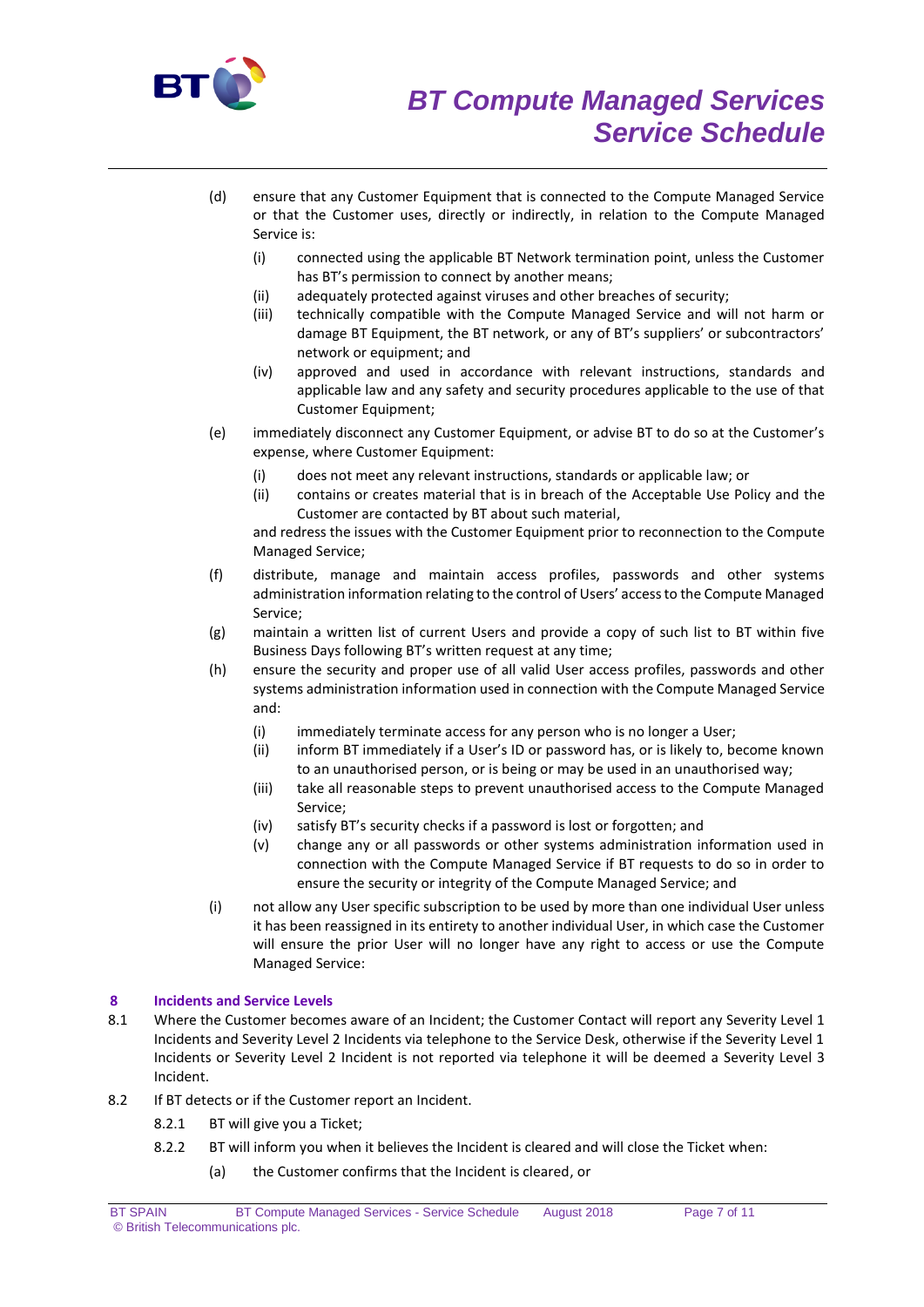(d) ensure that any Customer Equipment that is connected to the Compute Managed Service or that the Customer uses, directly or indirectly, in relation to the Compute Managed Service is:

   (i) connected using the applicable BT Network termination point, unless the Customer has BT's permission to connect by another means;
   (ii) adequately protected against viruses and other breaches of security;
   (iii) technically compatible with the Compute Managed Service and will not harm or damage BT Equipment, the BT network, or any of BT's suppliers' or subcontractors' network or equipment; and
   (iv) approved and used in accordance with relevant instructions, standards and applicable law and any safety and security procedures applicable to the use of that Customer Equipment;

(e) immediately disconnect any Customer Equipment, or advise BT to do so at the Customer's expense, where Customer Equipment:

   (i) does not meet any relevant instructions, standards or applicable law; or
   (ii) contains or creates material that is in breach of the Acceptable Use Policy and the Customer are contacted by BT about such material,

   and redress the issues with the Customer Equipment prior to reconnection to the Compute Managed Service;

(f) distribute, manage and maintain access profiles, passwords and other systems administration information relating to the control of Users' access to the Compute Managed Service;

(g) maintain a written list of current Users and provide a copy of such list to BT within five Business Days following BT's written request at any time;

(h) ensure the security and proper use of all valid User access profiles, passwords and other systems administration information used in connection with the Compute Managed Service and:

   (i) immediately terminate access for any person who is no longer a User;
   (ii) inform BT immediately if a User's ID or password has, or is likely to, become known to an unauthorised person, or is being or may be used in an unauthorised way;
   (iii) take all reasonable steps to prevent unauthorised access to the Compute Managed Service;
   (iv) satisfy BT's security checks if a password is lost or forgotten; and
   (v) change any or all passwords or other systems administration information used in connection with the Compute Managed Service if BT requests to do so in order to ensure the security or integrity of the Compute Managed Service; and

(i) not allow any User specific subscription to be used by more than one individual User unless it has been reassigned in its entirety to another individual User, in which case the Customer will ensure the prior User will no longer have any right to access or use the Compute Managed Service:

## 8 Incidents and Service Levels

8.1 Where the Customer becomes aware of an Incident; the Customer Contact will report any Severity Level 1 Incidents and Severity Level 2 Incidents via telephone to the Service Desk, otherwise if the Severity Level 1 Incidents or Severity Level 2 Incident is not reported via telephone it will be deemed a Severity Level 3 Incident.

8.2 If BT detects or if the Customer report an Incident.

   8.2.1 BT will give you a Ticket;

   8.2.2 BT will inform you when it believes the Incident is cleared and will close the Ticket when:

      (a) the Customer confirms that the Incident is cleared, or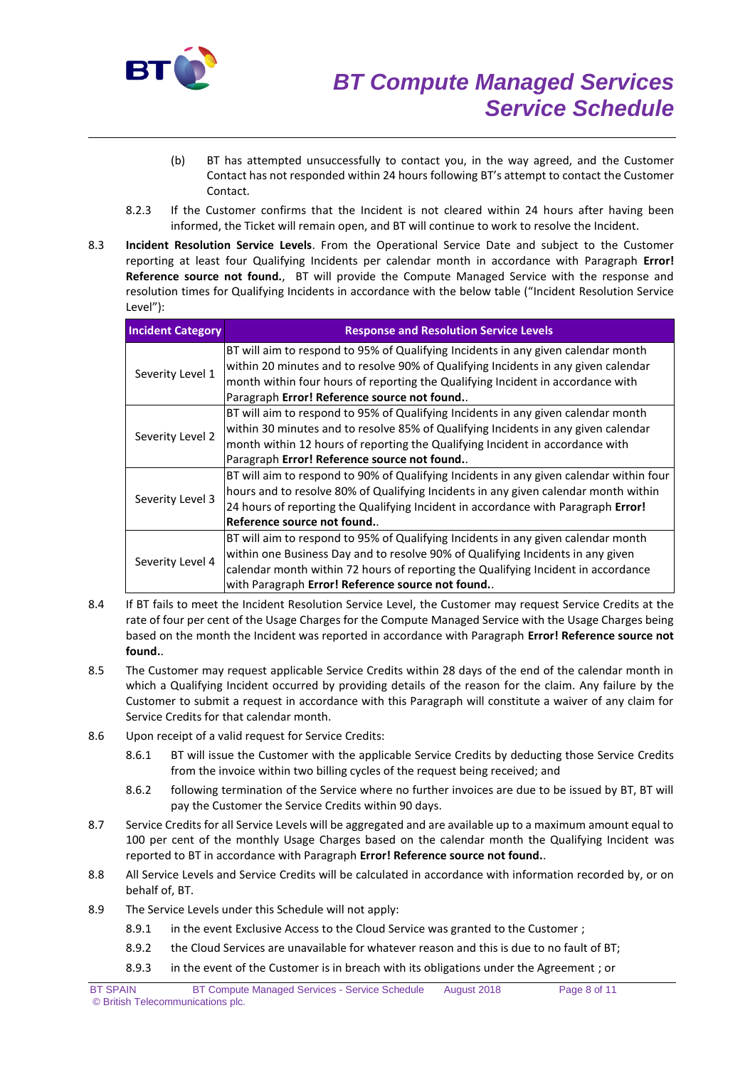(b) BT has attempted unsuccessfully to contact you, in the way agreed, and the Customer Contact has not responded within 24 hours following BT's attempt to contact the Customer Contact.

8.2.3 If the Customer confirms that the Incident is not cleared within 24 hours after having been informed, the Ticket will remain open, and BT will continue to work to resolve the Incident.

8.3 **Incident Resolution Service Levels**. From the Operational Service Date and subject to the Customer reporting at least four Qualifying Incidents per calendar month in accordance with Paragraph **Error! Reference source not found.**, BT will provide the Compute Managed Service with the response and resolution times for Qualifying Incidents in accordance with the below table ("Incident Resolution Service Level"):

| Incident Category | Response and Resolution Service Levels |
|---|---|
| Severity Level 1 | BT will aim to respond to 95% of Qualifying Incidents in any given calendar month within 20 minutes and to resolve 90% of Qualifying Incidents in any given calendar month within four hours of reporting the Qualifying Incident in accordance with Paragraph **Error! Reference source not found.**. |
| Severity Level 2 | BT will aim to respond to 95% of Qualifying Incidents in any given calendar month within 30 minutes and to resolve 85% of Qualifying Incidents in any given calendar month within 12 hours of reporting the Qualifying Incident in accordance with Paragraph **Error! Reference source not found.**. |
| Severity Level 3 | BT will aim to respond to 90% of Qualifying Incidents in any given calendar within four hours and to resolve 80% of Qualifying Incidents in any given calendar month within 24 hours of reporting the Qualifying Incident in accordance with Paragraph **Error! Reference source not found.**. |
| Severity Level 4 | BT will aim to respond to 95% of Qualifying Incidents in any given calendar month within one Business Day and to resolve 90% of Qualifying Incidents in any given calendar month within 72 hours of reporting the Qualifying Incident in accordance with Paragraph **Error! Reference source not found.**. |

8.4 If BT fails to meet the Incident Resolution Service Level, the Customer may request Service Credits at the rate of four per cent of the Usage Charges for the Compute Managed Service with the Usage Charges being based on the month the Incident was reported in accordance with Paragraph **Error! Reference source not found.**.

8.5 The Customer may request applicable Service Credits within 28 days of the end of the calendar month in which a Qualifying Incident occurred by providing details of the reason for the claim. Any failure by the Customer to submit a request in accordance with this Paragraph will constitute a waiver of any claim for Service Credits for that calendar month.

8.6 Upon receipt of a valid request for Service Credits:

8.6.1 BT will issue the Customer with the applicable Service Credits by deducting those Service Credits from the invoice within two billing cycles of the request being received; and

8.6.2 following termination of the Service where no further invoices are due to be issued by BT, BT will pay the Customer the Service Credits within 90 days.

8.7 Service Credits for all Service Levels will be aggregated and are available up to a maximum amount equal to 100 per cent of the monthly Usage Charges based on the calendar month the Qualifying Incident was reported to BT in accordance with Paragraph **Error! Reference source not found.**.

8.8 All Service Levels and Service Credits will be calculated in accordance with information recorded by, or on behalf of, BT.

8.9 The Service Levels under this Schedule will not apply:

8.9.1 in the event Exclusive Access to the Cloud Service was granted to the Customer ;

8.9.2 the Cloud Services are unavailable for whatever reason and this is due to no fault of BT;

8.9.3 in the event of the Customer is in breach with its obligations under the Agreement ; or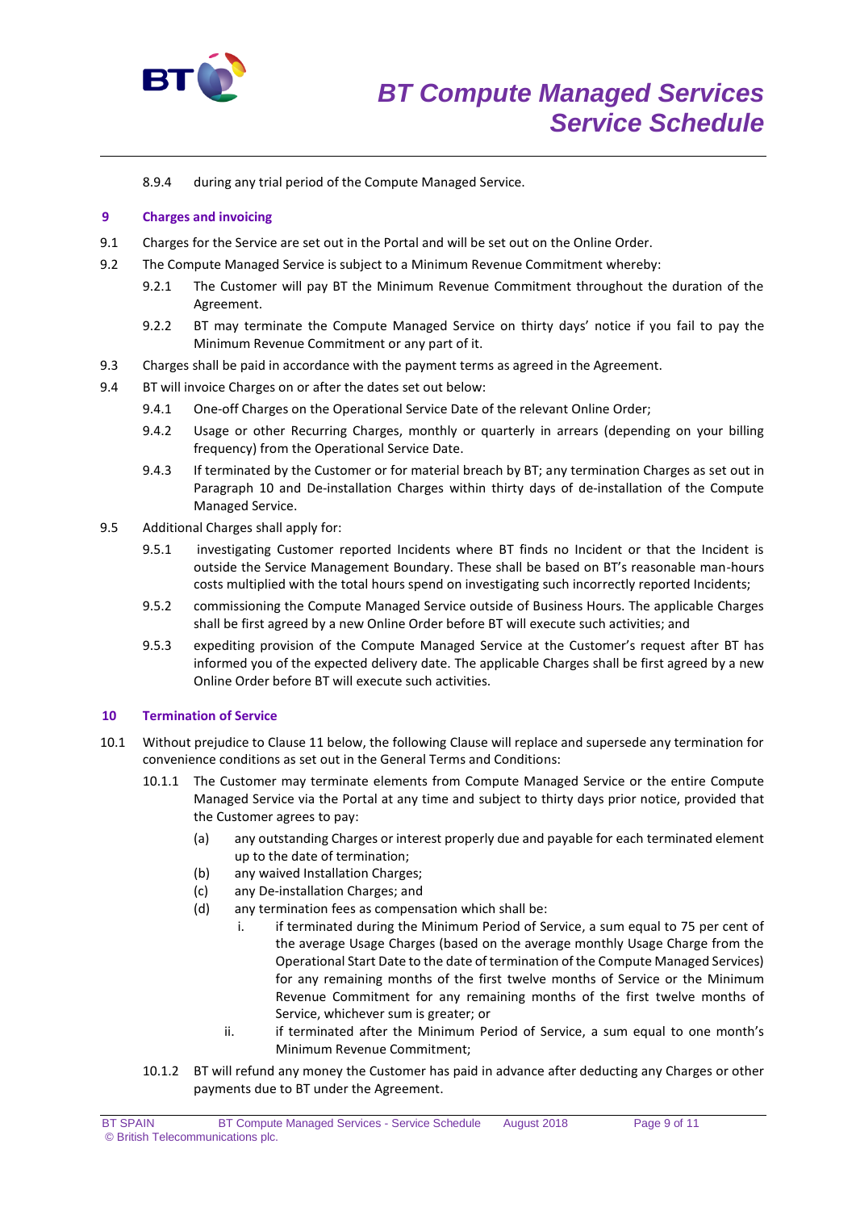8.9.4 during any trial period of the Compute Managed Service.

## 9 Charges and invoicing

9.1 Charges for the Service are set out in the Portal and will be set out on the Online Order.

9.2 The Compute Managed Service is subject to a Minimum Revenue Commitment whereby:

9.2.1 The Customer will pay BT the Minimum Revenue Commitment throughout the duration of the Agreement.

9.2.2 BT may terminate the Compute Managed Service on thirty days' notice if you fail to pay the Minimum Revenue Commitment or any part of it.

9.3 Charges shall be paid in accordance with the payment terms as agreed in the Agreement.

9.4 BT will invoice Charges on or after the dates set out below:

9.4.1 One-off Charges on the Operational Service Date of the relevant Online Order;

9.4.2 Usage or other Recurring Charges, monthly or quarterly in arrears (depending on your billing frequency) from the Operational Service Date.

9.4.3 If terminated by the Customer or for material breach by BT; any termination Charges as set out in Paragraph 10 and De-installation Charges within thirty days of de-installation of the Compute Managed Service.

9.5 Additional Charges shall apply for:

9.5.1 investigating Customer reported Incidents where BT finds no Incident or that the Incident is outside the Service Management Boundary. These shall be based on BT's reasonable man-hours costs multiplied with the total hours spend on investigating such incorrectly reported Incidents;

9.5.2 commissioning the Compute Managed Service outside of Business Hours. The applicable Charges shall be first agreed by a new Online Order before BT will execute such activities; and

9.5.3 expediting provision of the Compute Managed Service at the Customer's request after BT has informed you of the expected delivery date. The applicable Charges shall be first agreed by a new Online Order before BT will execute such activities.

## 10 Termination of Service

10.1 Without prejudice to Clause 11 below, the following Clause will replace and supersede any termination for convenience conditions as set out in the General Terms and Conditions:

10.1.1 The Customer may terminate elements from Compute Managed Service or the entire Compute Managed Service via the Portal at any time and subject to thirty days prior notice, provided that the Customer agrees to pay:

(a) any outstanding Charges or interest properly due and payable for each terminated element up to the date of termination;

(b) any waived Installation Charges;

(c) any De-installation Charges; and

(d) any termination fees as compensation which shall be:

i. if terminated during the Minimum Period of Service, a sum equal to 75 per cent of the average Usage Charges (based on the average monthly Usage Charge from the Operational Start Date to the date of termination of the Compute Managed Services) for any remaining months of the first twelve months of Service or the Minimum Revenue Commitment for any remaining months of the first twelve months of Service, whichever sum is greater; or

ii. if terminated after the Minimum Period of Service, a sum equal to one month's Minimum Revenue Commitment;

10.1.2 BT will refund any money the Customer has paid in advance after deducting any Charges or other payments due to BT under the Agreement.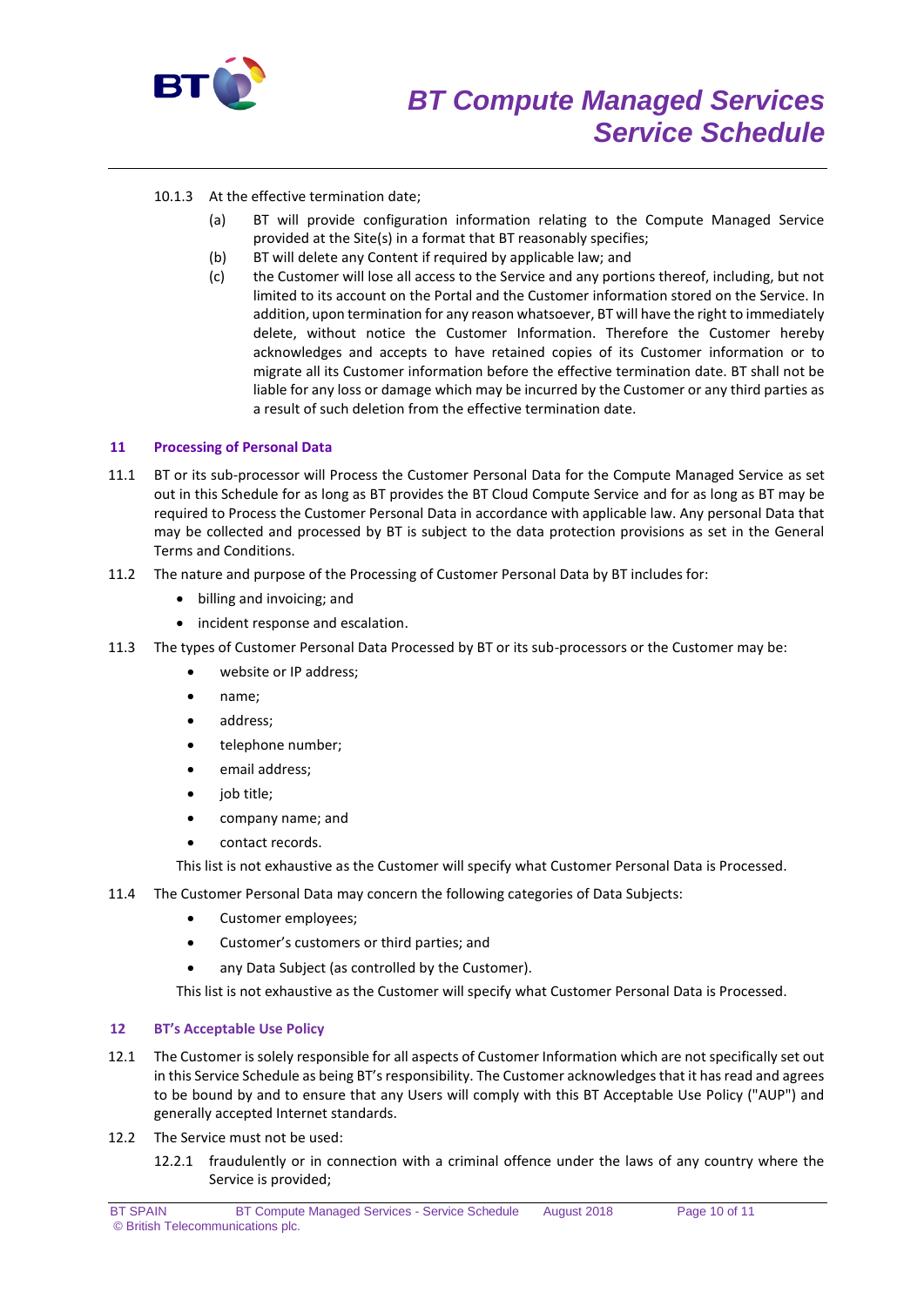10.1.3 At the effective termination date;

(a) BT will provide configuration information relating to the Compute Managed Service provided at the Site(s) in a format that BT reasonably specifies;

(b) BT will delete any Content if required by applicable law; and

(c) the Customer will lose all access to the Service and any portions thereof, including, but not limited to its account on the Portal and the Customer information stored on the Service. In addition, upon termination for any reason whatsoever, BT will have the right to immediately delete, without notice the Customer Information. Therefore the Customer hereby acknowledges and accepts to have retained copies of its Customer information or to migrate all its Customer information before the effective termination date. BT shall not be liable for any loss or damage which may be incurred by the Customer or any third parties as a result of such deletion from the effective termination date.

## 11 Processing of Personal Data

11.1 BT or its sub-processor will Process the Customer Personal Data for the Compute Managed Service as set out in this Schedule for as long as BT provides the BT Cloud Compute Service and for as long as BT may be required to Process the Customer Personal Data in accordance with applicable law. Any personal Data that may be collected and processed by BT is subject to the data protection provisions as set in the General Terms and Conditions.

11.2 The nature and purpose of the Processing of Customer Personal Data by BT includes for:

- billing and invoicing; and
- incident response and escalation.

11.3 The types of Customer Personal Data Processed by BT or its sub-processors or the Customer may be:

- website or IP address;
- name;
- address;
- telephone number;
- email address;
- job title;
- company name; and
- contact records.

This list is not exhaustive as the Customer will specify what Customer Personal Data is Processed.

11.4 The Customer Personal Data may concern the following categories of Data Subjects:

- Customer employees;
- Customer's customers or third parties; and
- any Data Subject (as controlled by the Customer).

This list is not exhaustive as the Customer will specify what Customer Personal Data is Processed.

## 12 BT's Acceptable Use Policy

12.1 The Customer is solely responsible for all aspects of Customer Information which are not specifically set out in this Service Schedule as being BT's responsibility. The Customer acknowledges that it has read and agrees to be bound by and to ensure that any Users will comply with this BT Acceptable Use Policy ("AUP") and generally accepted Internet standards.

12.2 The Service must not be used:

12.2.1 fraudulently or in connection with a criminal offence under the laws of any country where the Service is provided;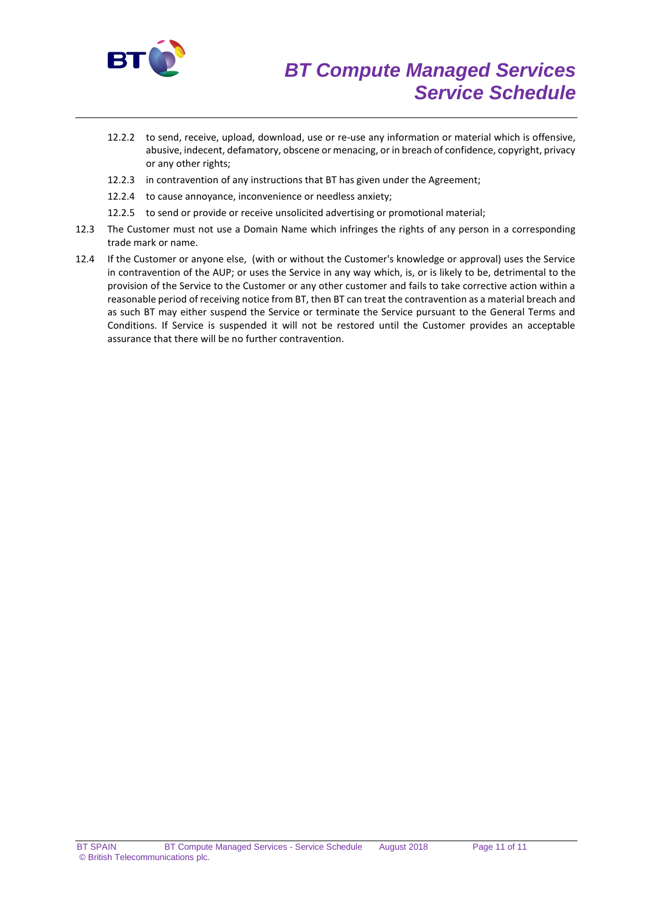12.2.2 to send, receive, upload, download, use or re-use any information or material which is offensive, abusive, indecent, defamatory, obscene or menacing, or in breach of confidence, copyright, privacy or any other rights;

12.2.3 in contravention of any instructions that BT has given under the Agreement;

12.2.4 to cause annoyance, inconvenience or needless anxiety;

12.2.5 to send or provide or receive unsolicited advertising or promotional material;

12.3 The Customer must not use a Domain Name which infringes the rights of any person in a corresponding trade mark or name.

12.4 If the Customer or anyone else, (with or without the Customer's knowledge or approval) uses the Service in contravention of the AUP; or uses the Service in any way which, is, or is likely to be, detrimental to the provision of the Service to the Customer or any other customer and fails to take corrective action within a reasonable period of receiving notice from BT, then BT can treat the contravention as a material breach and as such BT may either suspend the Service or terminate the Service pursuant to the General Terms and Conditions. If Service is suspended it will not be restored until the Customer provides an acceptable assurance that there will be no further contravention.